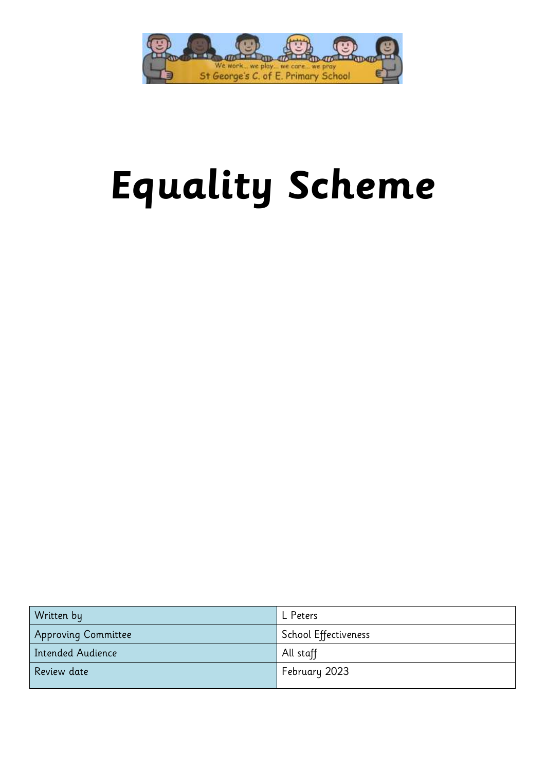We work... we play... we care... we pray
St George's C. of E. Primary School

# Equality Scheme

| Written by | L Peters |
|---|---|
| Approving Committee | School Effectiveness |
| Intended Audience | All staff |
| Review date | February 2023 |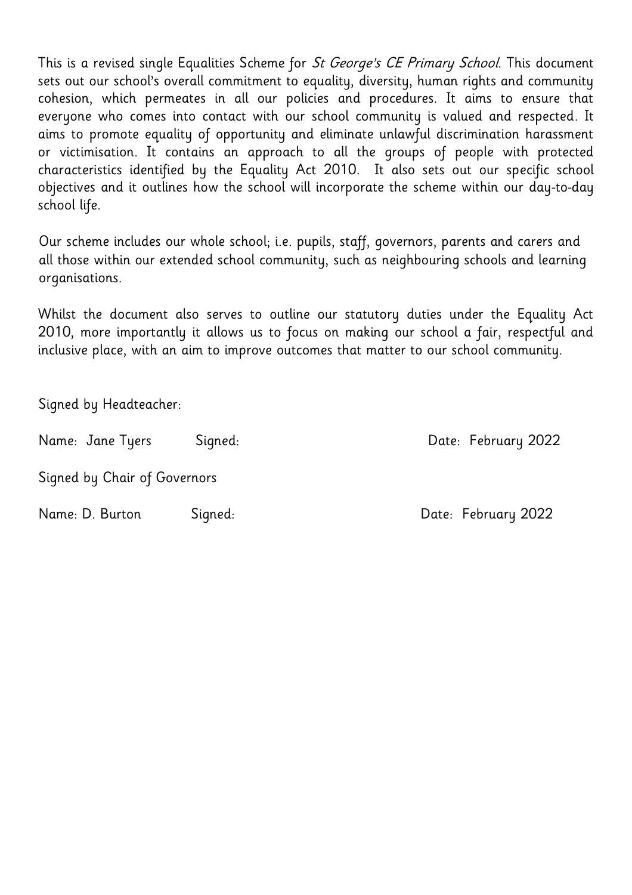This is a revised single Equalities Scheme for *St George's CE Primary School*. This document sets out our school's overall commitment to equality, diversity, human rights and community cohesion, which permeates in all our policies and procedures. It aims to ensure that everyone who comes into contact with our school community is valued and respected. It aims to promote equality of opportunity and eliminate unlawful discrimination harassment or victimisation. It contains an approach to all the groups of people with protected characteristics identified by the Equality Act 2010. It also sets out our specific school objectives and it outlines how the school will incorporate the scheme within our day-to-day school life.

Our scheme includes our whole school; i.e. pupils, staff, governors, parents and carers and all those within our extended school community, such as neighbouring schools and learning organisations.

Whilst the document also serves to outline our statutory duties under the Equality Act 2010, more importantly it allows us to focus on making our school a fair, respectful and inclusive place, with an aim to improve outcomes that matter to our school community.

Signed by Headteacher:

Name: Jane Tyers Signed: Date: February 2022

Signed by Chair of Governors

Name: D. Burton Signed: Date: February 2022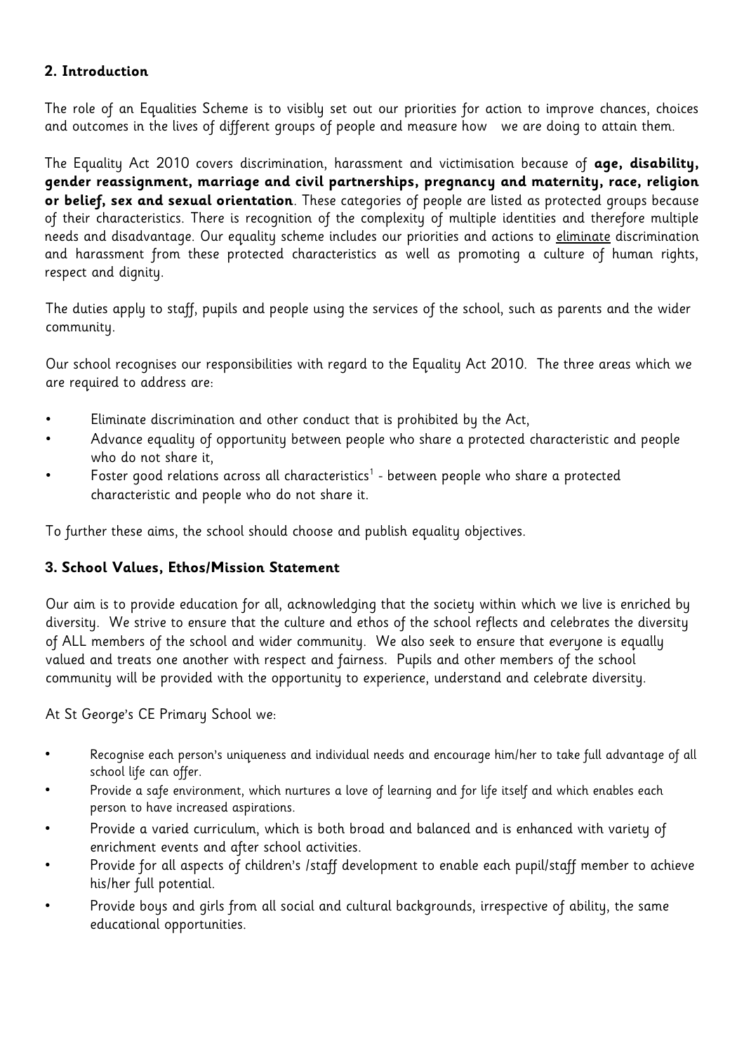## 2. Introduction

The role of an Equalities Scheme is to visibly set out our priorities for action to improve chances, choices and outcomes in the lives of different groups of people and measure how we are doing to attain them.

The Equality Act 2010 covers discrimination, harassment and victimisation because of **age, disability, gender reassignment, marriage and civil partnerships, pregnancy and maternity, race, religion or belief, sex and sexual orientation**. These categories of people are listed as protected groups because of their characteristics. There is recognition of the complexity of multiple identities and therefore multiple needs and disadvantage. Our equality scheme includes our priorities and actions to <u>eliminate</u> discrimination and harassment from these protected characteristics as well as promoting a culture of human rights, respect and dignity.

The duties apply to staff, pupils and people using the services of the school, such as parents and the wider community.

Our school recognises our responsibilities with regard to the Equality Act 2010. The three areas which we are required to address are:

- Eliminate discrimination and other conduct that is prohibited by the Act,
- Advance equality of opportunity between people who share a protected characteristic and people who do not share it,
- Foster good relations across all characteristics[1] - between people who share a protected characteristic and people who do not share it.

To further these aims, the school should choose and publish equality objectives.

## 3. School Values, Ethos/Mission Statement

Our aim is to provide education for all, acknowledging that the society within which we live is enriched by diversity. We strive to ensure that the culture and ethos of the school reflects and celebrates the diversity of ALL members of the school and wider community. We also seek to ensure that everyone is equally valued and treats one another with respect and fairness. Pupils and other members of the school community will be provided with the opportunity to experience, understand and celebrate diversity.

At St George's CE Primary School we:

- Recognise each person's uniqueness and individual needs and encourage him/her to take full advantage of all school life can offer.
- Provide a safe environment, which nurtures a love of learning and for life itself and which enables each person to have increased aspirations.
- Provide a varied curriculum, which is both broad and balanced and is enhanced with variety of enrichment events and after school activities.
- Provide for all aspects of children's /staff development to enable each pupil/staff member to achieve his/her full potential.
- Provide boys and girls from all social and cultural backgrounds, irrespective of ability, the same educational opportunities.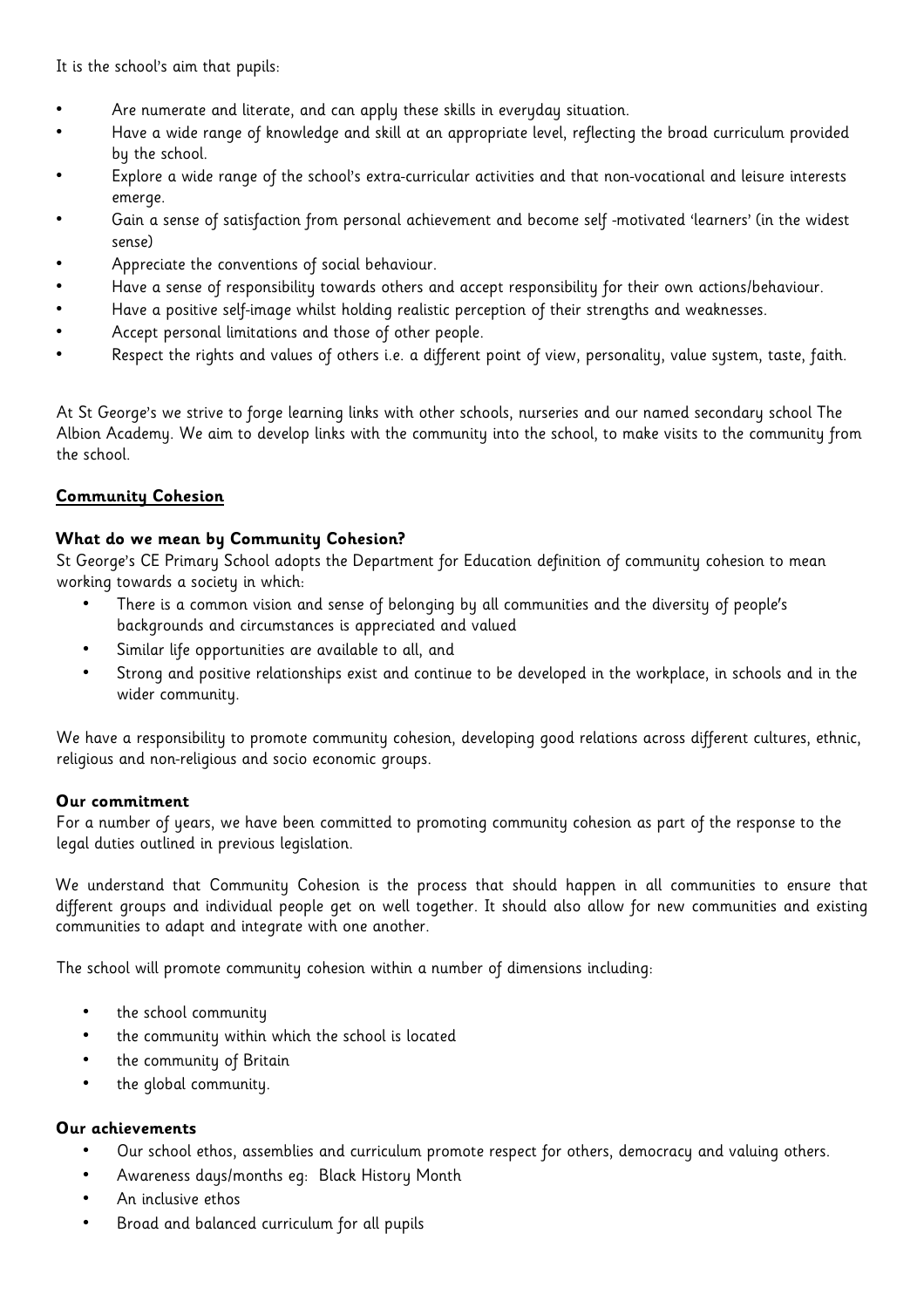It is the school's aim that pupils:

- Are numerate and literate, and can apply these skills in everyday situation.
- Have a wide range of knowledge and skill at an appropriate level, reflecting the broad curriculum provided by the school.
- Explore a wide range of the school's extra-curricular activities and that non-vocational and leisure interests emerge.
- Gain a sense of satisfaction from personal achievement and become self -motivated 'learners' (in the widest sense)
- Appreciate the conventions of social behaviour.
- Have a sense of responsibility towards others and accept responsibility for their own actions/behaviour.
- Have a positive self-image whilst holding realistic perception of their strengths and weaknesses.
- Accept personal limitations and those of other people.
- Respect the rights and values of others i.e. a different point of view, personality, value system, taste, faith.

At St George's we strive to forge learning links with other schools, nurseries and our named secondary school The Albion Academy. We aim to develop links with the community into the school, to make visits to the community from the school.

## Community Cohesion

### What do we mean by Community Cohesion?

St George's CE Primary School adopts the Department for Education definition of community cohesion to mean working towards a society in which:

- There is a common vision and sense of belonging by all communities and the diversity of people's backgrounds and circumstances is appreciated and valued
- Similar life opportunities are available to all, and
- Strong and positive relationships exist and continue to be developed in the workplace, in schools and in the wider community.

We have a responsibility to promote community cohesion, developing good relations across different cultures, ethnic, religious and non-religious and socio economic groups.

### Our commitment

For a number of years, we have been committed to promoting community cohesion as part of the response to the legal duties outlined in previous legislation.

We understand that Community Cohesion is the process that should happen in all communities to ensure that different groups and individual people get on well together. It should also allow for new communities and existing communities to adapt and integrate with one another.

The school will promote community cohesion within a number of dimensions including:

- the school community
- the community within which the school is located
- the community of Britain
- the global community.

### Our achievements

- Our school ethos, assemblies and curriculum promote respect for others, democracy and valuing others.
- Awareness days/months eg: Black History Month
- An inclusive ethos
- Broad and balanced curriculum for all pupils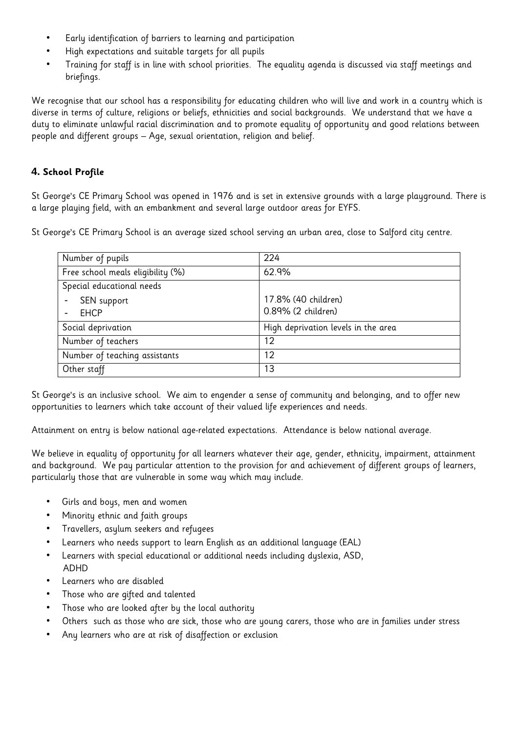- Early identification of barriers to learning and participation
- High expectations and suitable targets for all pupils
- Training for staff is in line with school priorities. The equality agenda is discussed via staff meetings and briefings.

We recognise that our school has a responsibility for educating children who will live and work in a country which is diverse in terms of culture, religions or beliefs, ethnicities and social backgrounds. We understand that we have a duty to eliminate unlawful racial discrimination and to promote equality of opportunity and good relations between people and different groups – Age, sexual orientation, religion and belief.

## 4. School Profile

St George's CE Primary School was opened in 1976 and is set in extensive grounds with a large playground. There is a large playing field, with an embankment and several large outdoor areas for EYFS.

St George's CE Primary School is an average sized school serving an urban area, close to Salford city centre.

| Number of pupils | 224 |
|---|---|
| Free school meals eligibility (%) | 62.9% |
| Special educational needs<br>- SEN support<br>- EHCP | 17.8% (40 children)<br>0.89% (2 children) |
| Social deprivation | High deprivation levels in the area |
| Number of teachers | 12 |
| Number of teaching assistants | 12 |
| Other staff | 13 |

St George's is an inclusive school. We aim to engender a sense of community and belonging, and to offer new opportunities to learners which take account of their valued life experiences and needs.

Attainment on entry is below national age-related expectations. Attendance is below national average.

We believe in equality of opportunity for all learners whatever their age, gender, ethnicity, impairment, attainment and background. We pay particular attention to the provision for and achievement of different groups of learners, particularly those that are vulnerable in some way which may include.

- Girls and boys, men and women
- Minority ethnic and faith groups
- Travellers, asylum seekers and refugees
- Learners who needs support to learn English as an additional language (EAL)
- Learners with special educational or additional needs including dyslexia, ASD, ADHD
- Learners who are disabled
- Those who are gifted and talented
- Those who are looked after by the local authority
- Others such as those who are sick, those who are young carers, those who are in families under stress
- Any learners who are at risk of disaffection or exclusion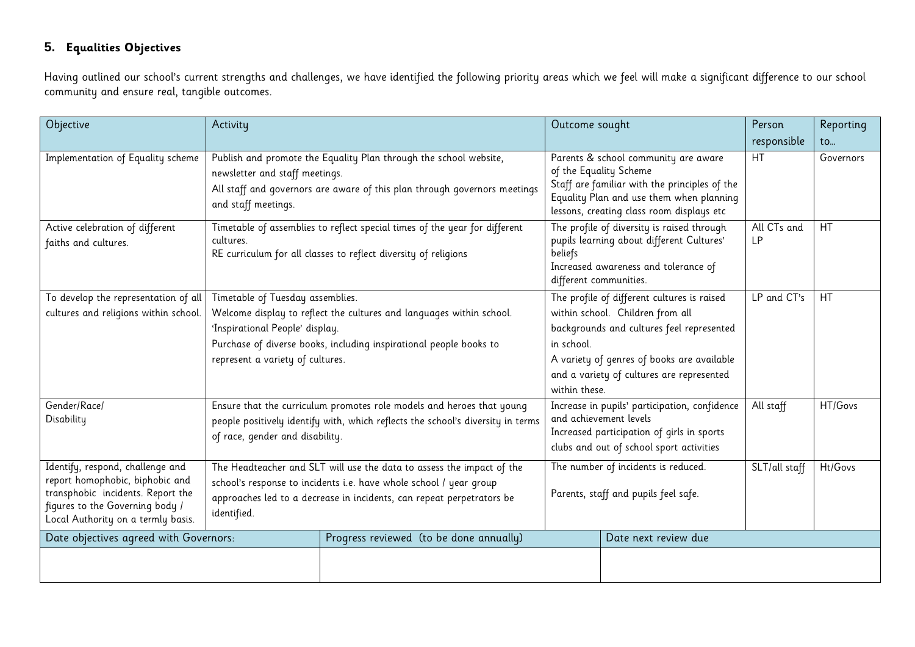## 5. Equalities Objectives

Having outlined our school's current strengths and challenges, we have identified the following priority areas which we feel will make a significant difference to our school community and ensure real, tangible outcomes.

| Objective | Activity | Outcome sought | Person responsible | Reporting to… |
|---|---|---|---|---|
| Implementation of Equality scheme | Publish and promote the Equality Plan through the school website, newsletter and staff meetings.<br>All staff and governors are aware of this plan through governors meetings and staff meetings. | Parents & school community are aware of the Equality Scheme<br>Staff are familiar with the principles of the Equality Plan and use them when planning lessons, creating class room displays etc | HT | Governors |
| Active celebration of different faiths and cultures. | Timetable of assemblies to reflect special times of the year for different cultures.<br>RE curriculum for all classes to reflect diversity of religions | The profile of diversity is raised through pupils learning about different Cultures' beliefs<br>Increased awareness and tolerance of different communities. | All CTs and LP | HT |
| To develop the representation of all cultures and religions within school. | Timetable of Tuesday assemblies.<br>Welcome display to reflect the cultures and languages within school.<br>'Inspirational People' display.<br>Purchase of diverse books, including inspirational people books to represent a variety of cultures. | The profile of different cultures is raised within school. Children from all backgrounds and cultures feel represented in school.<br>A variety of genres of books are available and a variety of cultures are represented within these. | LP and CT's | HT |
| Gender/Race/ Disability | Ensure that the curriculum promotes role models and heroes that young people positively identify with, which reflects the school's diversity in terms of race, gender and disability. | Increase in pupils' participation, confidence and achievement levels<br>Increased participation of girls in sports clubs and out of school sport activities | All staff | HT/Govs |
| Identify, respond, challenge and report homophobic, biphobic and transphobic incidents. Report the figures to the Governing body / Local Authority on a termly basis. | The Headteacher and SLT will use the data to assess the impact of the school's response to incidents i.e. have whole school / year group approaches led to a decrease in incidents, can repeat perpetrators be identified. | The number of incidents is reduced.<br><br>Parents, staff and pupils feel safe. | SLT/all staff | Ht/Govs |

| Date objectives agreed with Governors: | Progress reviewed (to be done annually) | Date next review due |
|---|---|---|
| | | |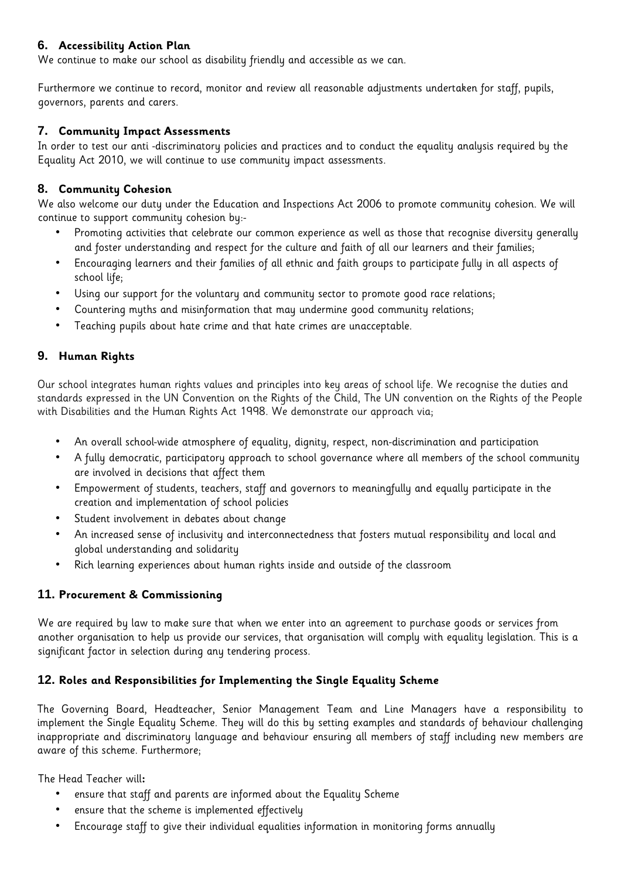## 6. Accessibility Action Plan

We continue to make our school as disability friendly and accessible as we can.

Furthermore we continue to record, monitor and review all reasonable adjustments undertaken for staff, pupils, governors, parents and carers.

## 7. Community Impact Assessments

In order to test our anti -discriminatory policies and practices and to conduct the equality analysis required by the Equality Act 2010, we will continue to use community impact assessments.

## 8. Community Cohesion

We also welcome our duty under the Education and Inspections Act 2006 to promote community cohesion. We will continue to support community cohesion by:-

- Promoting activities that celebrate our common experience as well as those that recognise diversity generally and foster understanding and respect for the culture and faith of all our learners and their families;
- Encouraging learners and their families of all ethnic and faith groups to participate fully in all aspects of school life;
- Using our support for the voluntary and community sector to promote good race relations;
- Countering myths and misinformation that may undermine good community relations;
- Teaching pupils about hate crime and that hate crimes are unacceptable.

## 9. Human Rights

Our school integrates human rights values and principles into key areas of school life. We recognise the duties and standards expressed in the UN Convention on the Rights of the Child, The UN convention on the Rights of the People with Disabilities and the Human Rights Act 1998. We demonstrate our approach via;

- An overall school-wide atmosphere of equality, dignity, respect, non-discrimination and participation
- A fully democratic, participatory approach to school governance where all members of the school community are involved in decisions that affect them
- Empowerment of students, teachers, staff and governors to meaningfully and equally participate in the creation and implementation of school policies
- Student involvement in debates about change
- An increased sense of inclusivity and interconnectedness that fosters mutual responsibility and local and global understanding and solidarity
- Rich learning experiences about human rights inside and outside of the classroom

## 11. Procurement & Commissioning

We are required by law to make sure that when we enter into an agreement to purchase goods or services from another organisation to help us provide our services, that organisation will comply with equality legislation. This is a significant factor in selection during any tendering process.

## 12. Roles and Responsibilities for Implementing the Single Equality Scheme

The Governing Board, Headteacher, Senior Management Team and Line Managers have a responsibility to implement the Single Equality Scheme. They will do this by setting examples and standards of behaviour challenging inappropriate and discriminatory language and behaviour ensuring all members of staff including new members are aware of this scheme. Furthermore;

The Head Teacher will**:**

- ensure that staff and parents are informed about the Equality Scheme
- ensure that the scheme is implemented effectively
- Encourage staff to give their individual equalities information in monitoring forms annually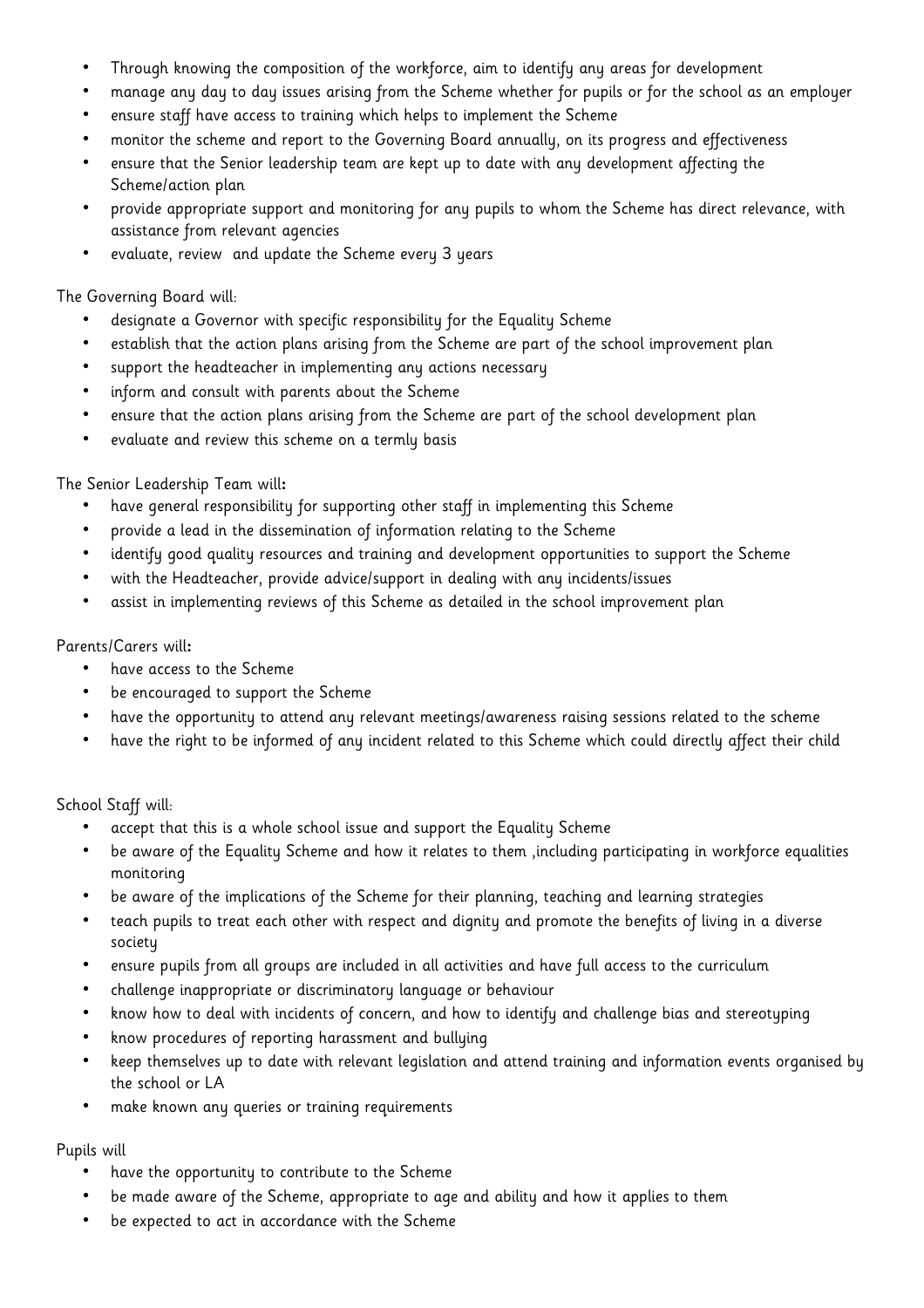- Through knowing the composition of the workforce, aim to identify any areas for development
- manage any day to day issues arising from the Scheme whether for pupils or for the school as an employer
- ensure staff have access to training which helps to implement the Scheme
- monitor the scheme and report to the Governing Board annually, on its progress and effectiveness
- ensure that the Senior leadership team are kept up to date with any development affecting the Scheme/action plan
- provide appropriate support and monitoring for any pupils to whom the Scheme has direct relevance, with assistance from relevant agencies
- evaluate, review  and update the Scheme every 3 years

The Governing Board will:

- designate a Governor with specific responsibility for the Equality Scheme
- establish that the action plans arising from the Scheme are part of the school improvement plan
- support the headteacher in implementing any actions necessary
- inform and consult with parents about the Scheme
- ensure that the action plans arising from the Scheme are part of the school development plan
- evaluate and review this scheme on a termly basis

The Senior Leadership Team will**:**

- have general responsibility for supporting other staff in implementing this Scheme
- provide a lead in the dissemination of information relating to the Scheme
- identify good quality resources and training and development opportunities to support the Scheme
- with the Headteacher, provide advice/support in dealing with any incidents/issues
- assist in implementing reviews of this Scheme as detailed in the school improvement plan

Parents/Carers will**:**

- have access to the Scheme
- be encouraged to support the Scheme
- have the opportunity to attend any relevant meetings/awareness raising sessions related to the scheme
- have the right to be informed of any incident related to this Scheme which could directly affect their child

School Staff will:

- accept that this is a whole school issue and support the Equality Scheme
- be aware of the Equality Scheme and how it relates to them ,including participating in workforce equalities monitoring
- be aware of the implications of the Scheme for their planning, teaching and learning strategies
- teach pupils to treat each other with respect and dignity and promote the benefits of living in a diverse society
- ensure pupils from all groups are included in all activities and have full access to the curriculum
- challenge inappropriate or discriminatory language or behaviour
- know how to deal with incidents of concern, and how to identify and challenge bias and stereotyping
- know procedures of reporting harassment and bullying
- keep themselves up to date with relevant legislation and attend training and information events organised by the school or LA
- make known any queries or training requirements

Pupils will

- have the opportunity to contribute to the Scheme
- be made aware of the Scheme, appropriate to age and ability and how it applies to them
- be expected to act in accordance with the Scheme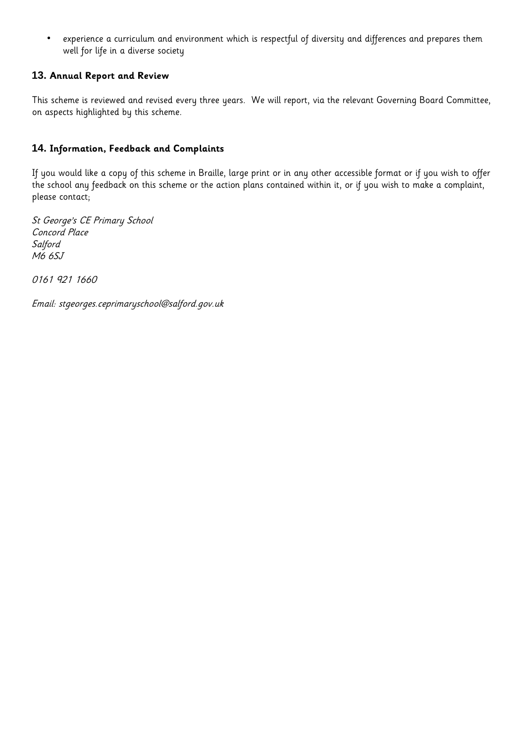- experience a curriculum and environment which is respectful of diversity and differences and prepares them well for life in a diverse society

## 13. Annual Report and Review

This scheme is reviewed and revised every three years. We will report, via the relevant Governing Board Committee, on aspects highlighted by this scheme.

## 14. Information, Feedback and Complaints

If you would like a copy of this scheme in Braille, large print or in any other accessible format or if you wish to offer the school any feedback on this scheme or the action plans contained within it, or if you wish to make a complaint, please contact;

*St George's CE Primary School*
*Concord Place*
*Salford*
*M6 6SJ*

*0161 921 1660*

*Email: stgeorges.ceprimaryschool@salford.gov.uk*